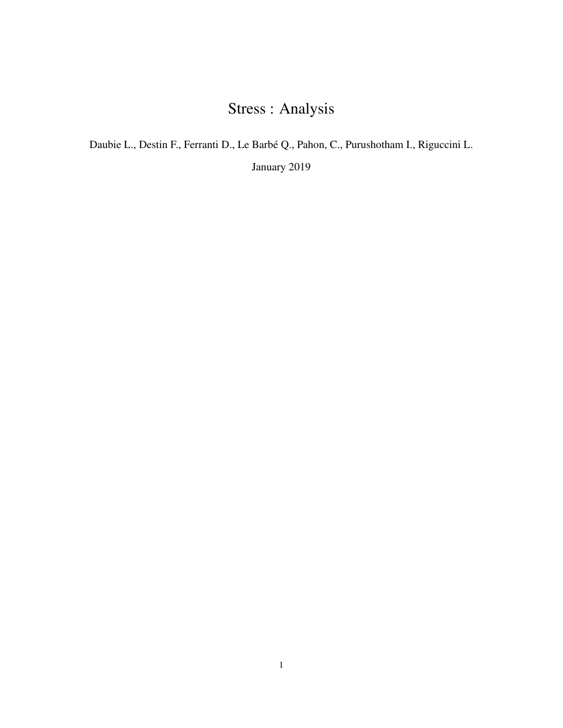# Stress : Analysis

Daubie L., Destin F., Ferranti D., Le Barbé Q., Pahon, C., Purushotham I., Riguccini L.

January 2019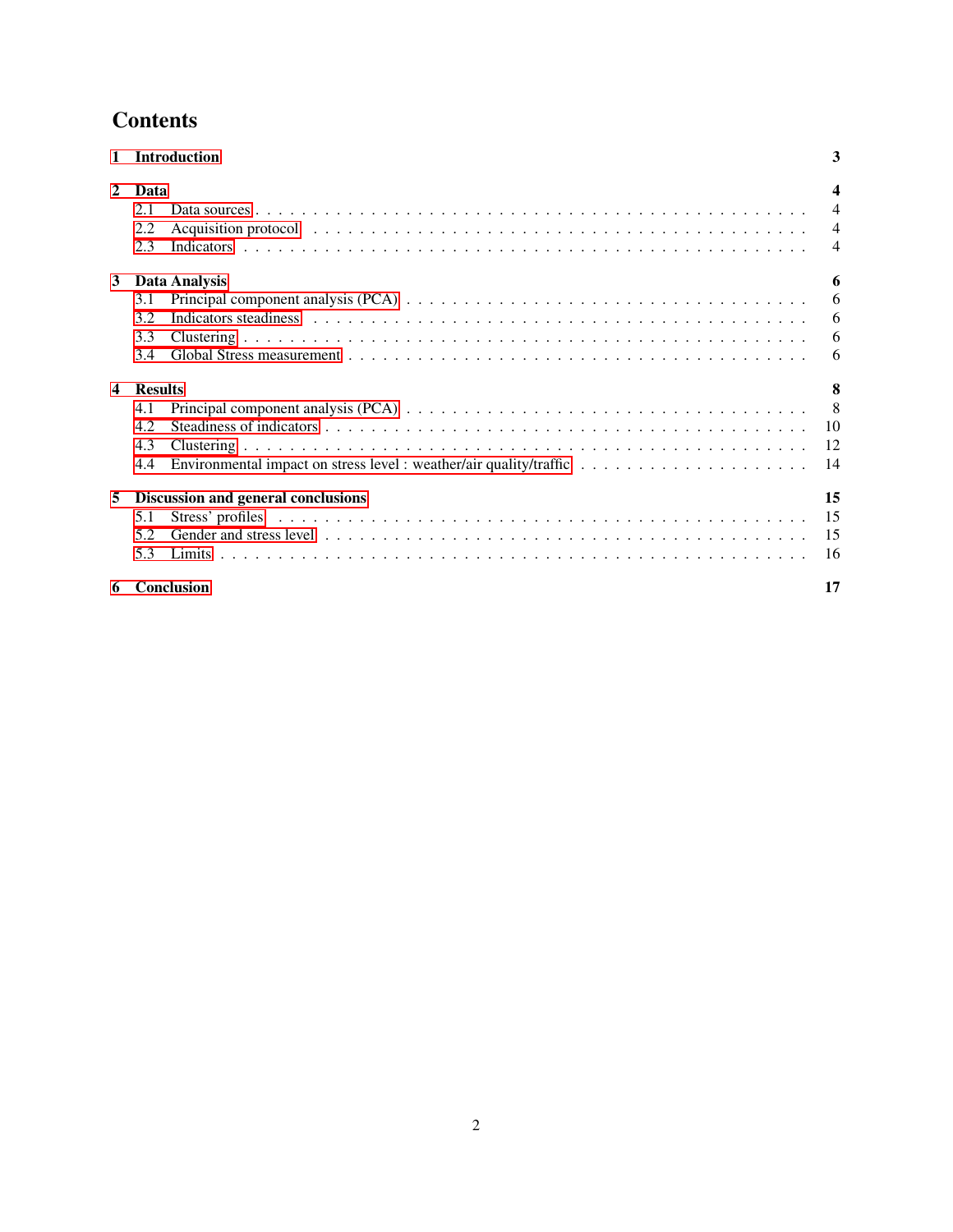# Contents

1 Introduction 3

2 Data 4
- 2.1 Data sources 4
- 2.2 Acquisition protocol 4
- 2.3 Indicators 4

3 Data Analysis 6
- 3.1 Principal component analysis (PCA) 6
- 3.2 Indicators steadiness 6
- 3.3 Clustering 6
- 3.4 Global Stress measurement 6

4 Results 8
- 4.1 Principal component analysis (PCA) 8
- 4.2 Steadiness of indicators 10
- 4.3 Clustering 12
- 4.4 Environmental impact on stress level : weather/air quality/traffic 14

5 Discussion and general conclusions 15
- 5.1 Stress' profiles 15
- 5.2 Gender and stress level 15
- 5.3 Limits 16

6 Conclusion 17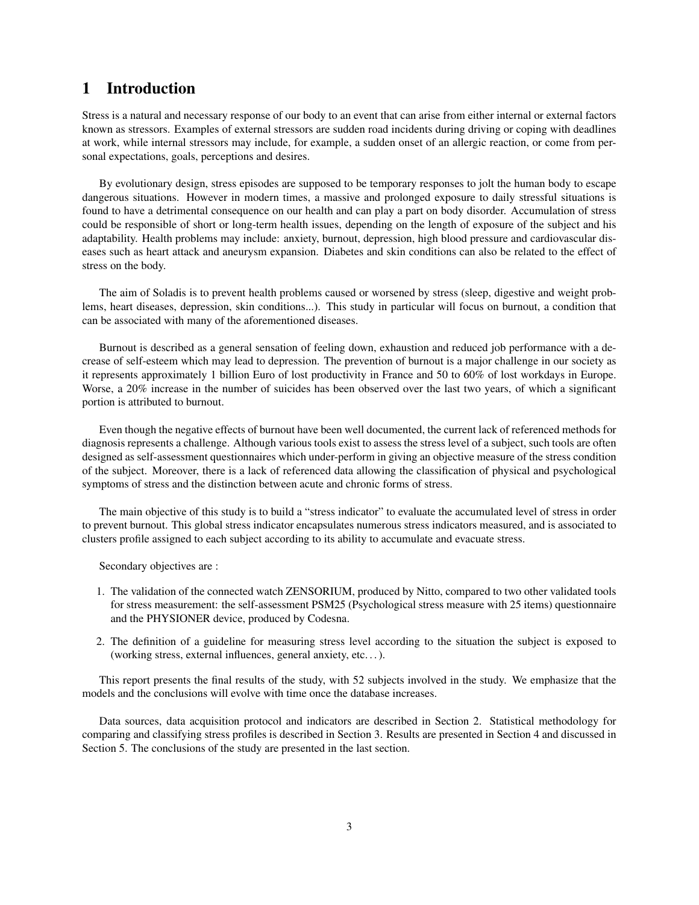# 1 Introduction

Stress is a natural and necessary response of our body to an event that can arise from either internal or external factors known as stressors. Examples of external stressors are sudden road incidents during driving or coping with deadlines at work, while internal stressors may include, for example, a sudden onset of an allergic reaction, or come from personal expectations, goals, perceptions and desires.

By evolutionary design, stress episodes are supposed to be temporary responses to jolt the human body to escape dangerous situations. However in modern times, a massive and prolonged exposure to daily stressful situations is found to have a detrimental consequence on our health and can play a part on body disorder. Accumulation of stress could be responsible of short or long-term health issues, depending on the length of exposure of the subject and his adaptability. Health problems may include: anxiety, burnout, depression, high blood pressure and cardiovascular diseases such as heart attack and aneurysm expansion. Diabetes and skin conditions can also be related to the effect of stress on the body.

The aim of Soladis is to prevent health problems caused or worsened by stress (sleep, digestive and weight problems, heart diseases, depression, skin conditions...). This study in particular will focus on burnout, a condition that can be associated with many of the aforementioned diseases.

Burnout is described as a general sensation of feeling down, exhaustion and reduced job performance with a decrease of self-esteem which may lead to depression. The prevention of burnout is a major challenge in our society as it represents approximately 1 billion Euro of lost productivity in France and 50 to 60% of lost workdays in Europe. Worse, a 20% increase in the number of suicides has been observed over the last two years, of which a significant portion is attributed to burnout.

Even though the negative effects of burnout have been well documented, the current lack of referenced methods for diagnosis represents a challenge. Although various tools exist to assess the stress level of a subject, such tools are often designed as self-assessment questionnaires which under-perform in giving an objective measure of the stress condition of the subject. Moreover, there is a lack of referenced data allowing the classification of physical and psychological symptoms of stress and the distinction between acute and chronic forms of stress.

The main objective of this study is to build a "stress indicator" to evaluate the accumulated level of stress in order to prevent burnout. This global stress indicator encapsulates numerous stress indicators measured, and is associated to clusters profile assigned to each subject according to its ability to accumulate and evacuate stress.

Secondary objectives are :

1. The validation of the connected watch ZENSORIUM, produced by Nitto, compared to two other validated tools for stress measurement: the self-assessment PSM25 (Psychological stress measure with 25 items) questionnaire and the PHYSIONER device, produced by Codesna.
2. The definition of a guideline for measuring stress level according to the situation the subject is exposed to (working stress, external influences, general anxiety, etc…).

This report presents the final results of the study, with 52 subjects involved in the study. We emphasize that the models and the conclusions will evolve with time once the database increases.

Data sources, data acquisition protocol and indicators are described in Section 2. Statistical methodology for comparing and classifying stress profiles is described in Section 3. Results are presented in Section 4 and discussed in Section 5. The conclusions of the study are presented in the last section.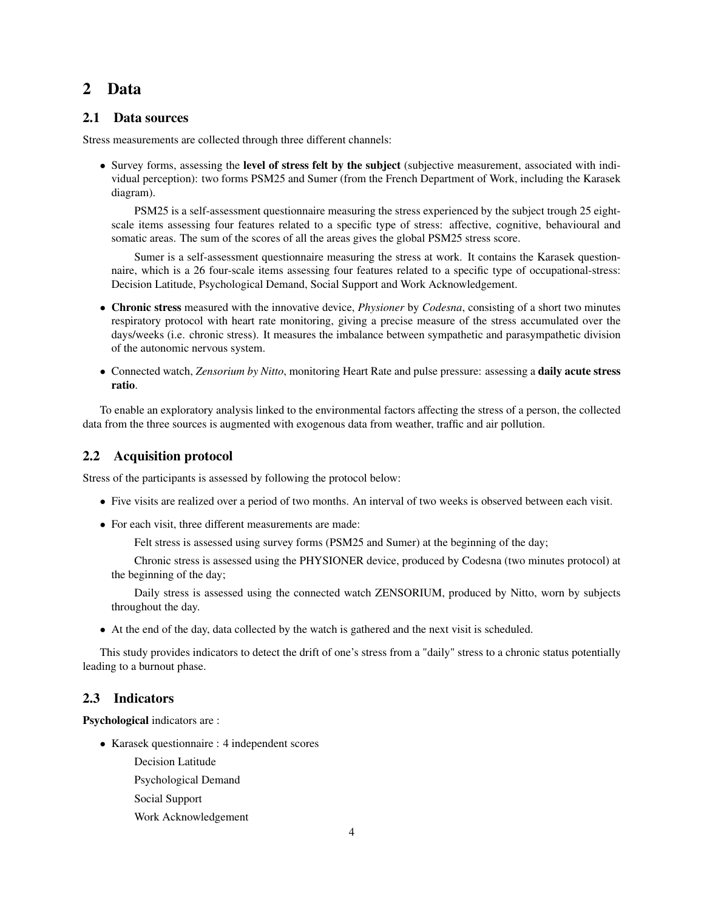## 2 Data

### 2.1 Data sources

Stress measurements are collected through three different channels:

- Survey forms, assessing the **level of stress felt by the subject** (subjective measurement, associated with individual perception): two forms PSM25 and Sumer (from the French Department of Work, including the Karasek diagram).

  PSM25 is a self-assessment questionnaire measuring the stress experienced by the subject trough 25 eight-scale items assessing four features related to a specific type of stress: affective, cognitive, behavioural and somatic areas. The sum of the scores of all the areas gives the global PSM25 stress score.

  Sumer is a self-assessment questionnaire measuring the stress at work. It contains the Karasek questionnaire, which is a 26 four-scale items assessing four features related to a specific type of occupational-stress: Decision Latitude, Psychological Demand, Social Support and Work Acknowledgement.

- **Chronic stress** measured with the innovative device, *Physioner* by *Codesna*, consisting of a short two minutes respiratory protocol with heart rate monitoring, giving a precise measure of the stress accumulated over the days/weeks (i.e. chronic stress). It measures the imbalance between sympathetic and parasympathetic division of the autonomic nervous system.

- Connected watch, *Zensorium by Nitto*, monitoring Heart Rate and pulse pressure: assessing a **daily acute stress ratio**.

To enable an exploratory analysis linked to the environmental factors affecting the stress of a person, the collected data from the three sources is augmented with exogenous data from weather, traffic and air pollution.

### 2.2 Acquisition protocol

Stress of the participants is assessed by following the protocol below:

- Five visits are realized over a period of two months. An interval of two weeks is observed between each visit.
- For each visit, three different measurements are made:

  Felt stress is assessed using survey forms (PSM25 and Sumer) at the beginning of the day;

  Chronic stress is assessed using the PHYSIONER device, produced by Codesna (two minutes protocol) at the beginning of the day;

  Daily stress is assessed using the connected watch ZENSORIUM, produced by Nitto, worn by subjects throughout the day.

- At the end of the day, data collected by the watch is gathered and the next visit is scheduled.

This study provides indicators to detect the drift of one's stress from a "daily" stress to a chronic status potentially leading to a burnout phase.

### 2.3 Indicators

**Psychological** indicators are :

- Karasek questionnaire : 4 independent scores

  Decision Latitude

  Psychological Demand

  Social Support

  Work Acknowledgement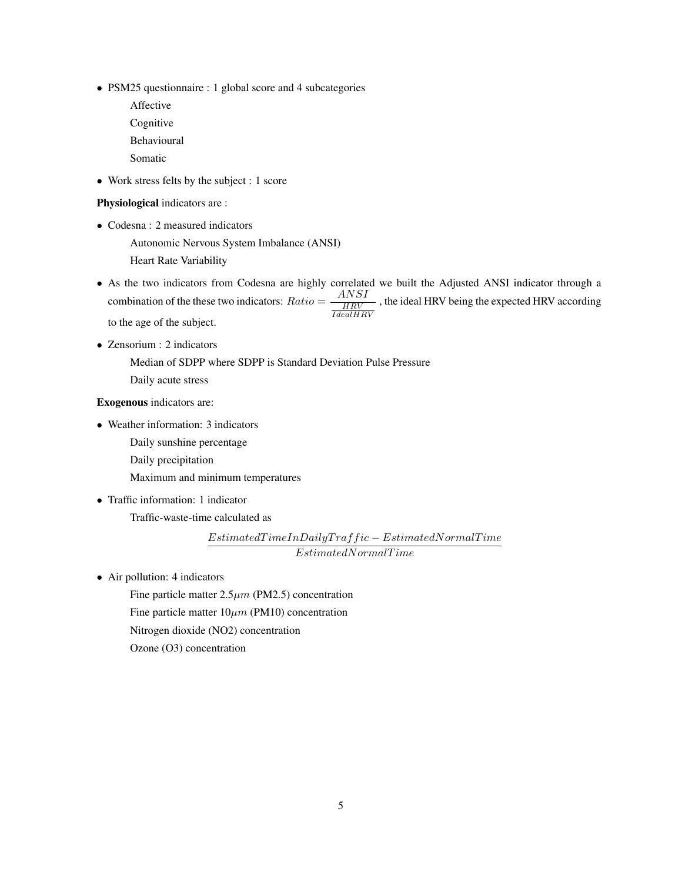- PSM25 questionnaire : 1 global score and 4 subcategories
  - Affective
  - Cognitive
  - Behavioural
  - Somatic
- Work stress felts by the subject : 1 score

**Physiological** indicators are :

- Codesna : 2 measured indicators
  - Autonomic Nervous System Imbalance (ANSI)
  - Heart Rate Variability
- As the two indicators from Codesna are highly correlated we built the Adjusted ANSI indicator through a combination of the these two indicators: $Ratio = \frac{ANSI}{\frac{HRV}{IdealHRV}}$ , the ideal HRV being the expected HRV according to the age of the subject.
- Zensorium : 2 indicators
  - Median of SDPP where SDPP is Standard Deviation Pulse Pressure
  - Daily acute stress

**Exogenous** indicators are:

- Weather information: 3 indicators
  - Daily sunshine percentage
  - Daily precipitation
  - Maximum and minimum temperatures
- Traffic information: 1 indicator
  - Traffic-waste-time calculated as

$$\frac{EstimatedTimeInDailyTraffic - EstimatedNormalTime}{EstimatedNormalTime}$$

- Air pollution: 4 indicators
  - Fine particle matter 2.5$\mu m$ (PM2.5) concentration
  - Fine particle matter 10$\mu m$ (PM10) concentration
  - Nitrogen dioxide (NO2) concentration
  - Ozone (O3) concentration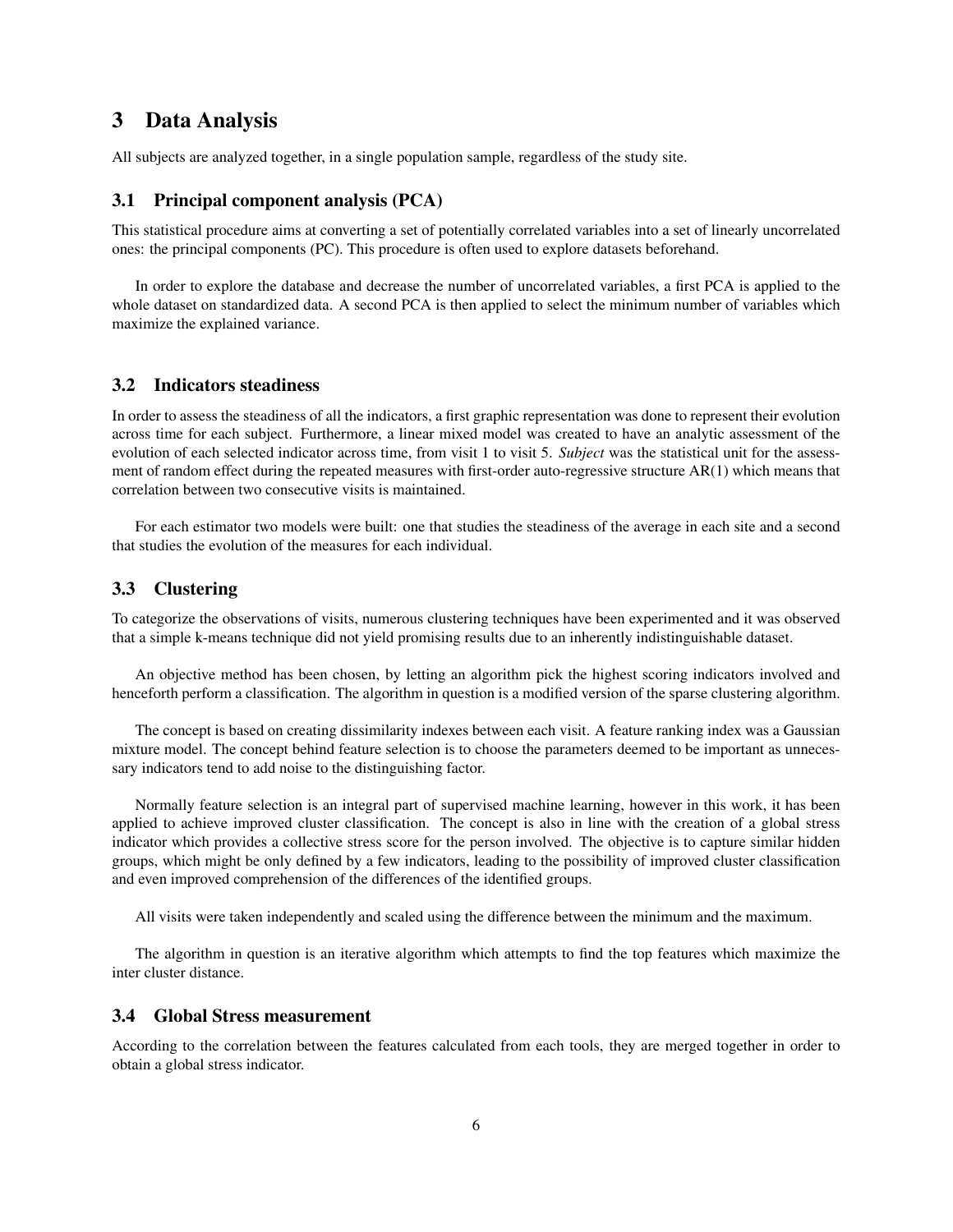# 3 Data Analysis

All subjects are analyzed together, in a single population sample, regardless of the study site.

## 3.1 Principal component analysis (PCA)

This statistical procedure aims at converting a set of potentially correlated variables into a set of linearly uncorrelated ones: the principal components (PC). This procedure is often used to explore datasets beforehand.

In order to explore the database and decrease the number of uncorrelated variables, a first PCA is applied to the whole dataset on standardized data. A second PCA is then applied to select the minimum number of variables which maximize the explained variance.

## 3.2 Indicators steadiness

In order to assess the steadiness of all the indicators, a first graphic representation was done to represent their evolution across time for each subject. Furthermore, a linear mixed model was created to have an analytic assessment of the evolution of each selected indicator across time, from visit 1 to visit 5. *Subject* was the statistical unit for the assessment of random effect during the repeated measures with first-order auto-regressive structure AR(1) which means that correlation between two consecutive visits is maintained.

For each estimator two models were built: one that studies the steadiness of the average in each site and a second that studies the evolution of the measures for each individual.

## 3.3 Clustering

To categorize the observations of visits, numerous clustering techniques have been experimented and it was observed that a simple k-means technique did not yield promising results due to an inherently indistinguishable dataset.

An objective method has been chosen, by letting an algorithm pick the highest scoring indicators involved and henceforth perform a classification. The algorithm in question is a modified version of the sparse clustering algorithm.

The concept is based on creating dissimilarity indexes between each visit. A feature ranking index was a Gaussian mixture model. The concept behind feature selection is to choose the parameters deemed to be important as unnecessary indicators tend to add noise to the distinguishing factor.

Normally feature selection is an integral part of supervised machine learning, however in this work, it has been applied to achieve improved cluster classification. The concept is also in line with the creation of a global stress indicator which provides a collective stress score for the person involved. The objective is to capture similar hidden groups, which might be only defined by a few indicators, leading to the possibility of improved cluster classification and even improved comprehension of the differences of the identified groups.

All visits were taken independently and scaled using the difference between the minimum and the maximum.

The algorithm in question is an iterative algorithm which attempts to find the top features which maximize the inter cluster distance.

## 3.4 Global Stress measurement

According to the correlation between the features calculated from each tools, they are merged together in order to obtain a global stress indicator.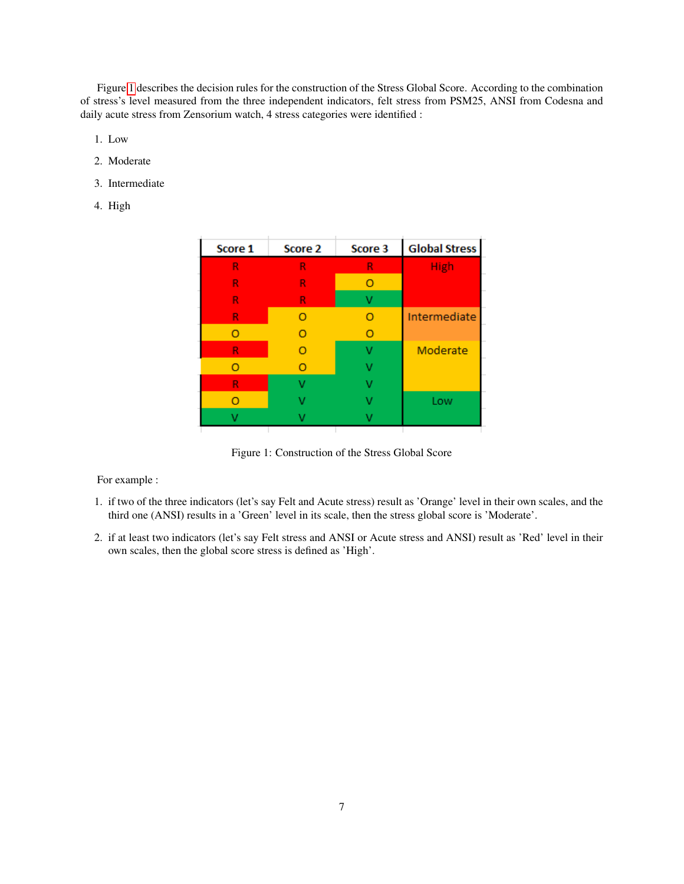Figure 1 describes the decision rules for the construction of the Stress Global Score. According to the combination of stress's level measured from the three independent indicators, felt stress from PSM25, ANSI from Codesna and daily acute stress from Zensorium watch, 4 stress categories were identified :

1. Low
2. Moderate
3. Intermediate
4. High

| Score 1 | Score 2 | Score 3 | Global Stress |
|---|---|---|---|
| R | R | R | High |
| R | R | O | |
| R | R | V | |
| R | O | O | Intermediate |
| O | O | O | |
| R | O | V | Moderate |
| O | O | V | |
| R | V | V | |
| O | V | V | Low |
| V | V | V | |

Figure 1: Construction of the Stress Global Score

For example :

1. if two of the three indicators (let's say Felt and Acute stress) result as 'Orange' level in their own scales, and the third one (ANSI) results in a 'Green' level in its scale, then the stress global score is 'Moderate'.
2. if at least two indicators (let's say Felt stress and ANSI or Acute stress and ANSI) result as 'Red' level in their own scales, then the global score stress is defined as 'High'.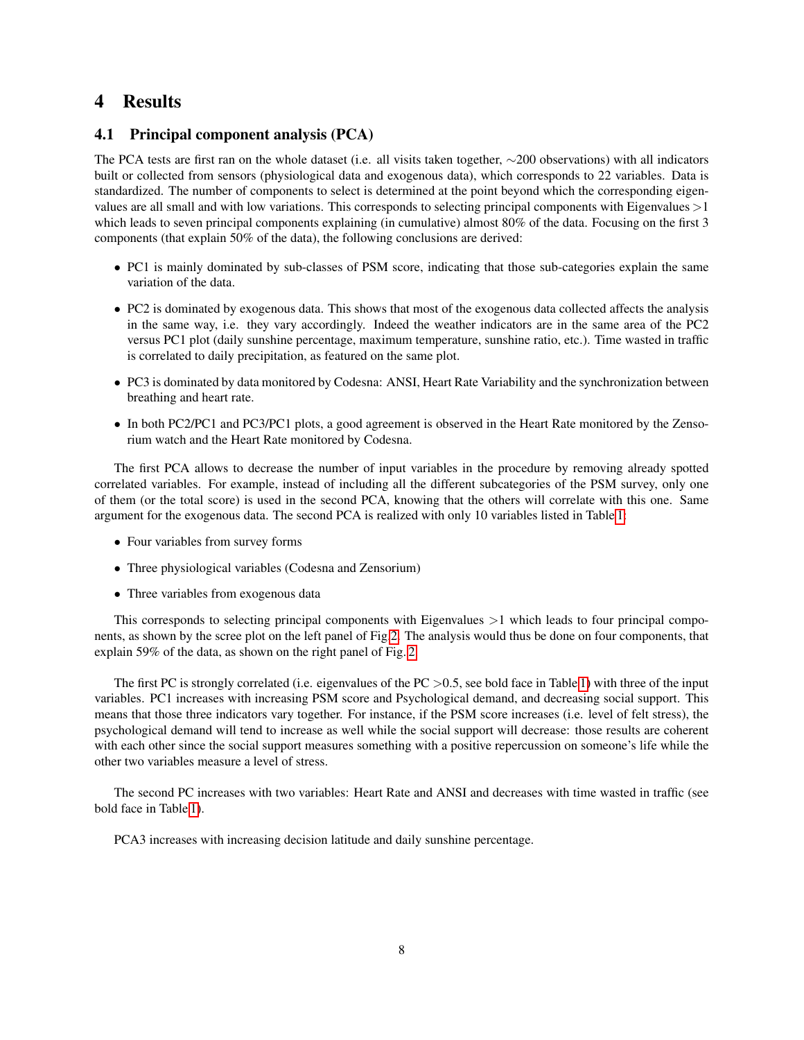# 4 Results

## 4.1 Principal component analysis (PCA)

The PCA tests are first ran on the whole dataset (i.e. all visits taken together, $\sim$200 observations) with all indicators built or collected from sensors (physiological data and exogenous data), which corresponds to 22 variables. Data is standardized. The number of components to select is determined at the point beyond which the corresponding eigenvalues are all small and with low variations. This corresponds to selecting principal components with Eigenvalues $>1$ which leads to seven principal components explaining (in cumulative) almost 80% of the data. Focusing on the first 3 components (that explain 50% of the data), the following conclusions are derived:

- PC1 is mainly dominated by sub-classes of PSM score, indicating that those sub-categories explain the same variation of the data.
- PC2 is dominated by exogenous data. This shows that most of the exogenous data collected affects the analysis in the same way, i.e. they vary accordingly. Indeed the weather indicators are in the same area of the PC2 versus PC1 plot (daily sunshine percentage, maximum temperature, sunshine ratio, etc.). Time wasted in traffic is correlated to daily precipitation, as featured on the same plot.
- PC3 is dominated by data monitored by Codesna: ANSI, Heart Rate Variability and the synchronization between breathing and heart rate.
- In both PC2/PC1 and PC3/PC1 plots, a good agreement is observed in the Heart Rate monitored by the Zensorium watch and the Heart Rate monitored by Codesna.

The first PCA allows to decrease the number of input variables in the procedure by removing already spotted correlated variables. For example, instead of including all the different subcategories of the PSM survey, only one of them (or the total score) is used in the second PCA, knowing that the others will correlate with this one. Same argument for the exogenous data. The second PCA is realized with only 10 variables listed in Table 1:

- Four variables from survey forms
- Three physiological variables (Codesna and Zensorium)
- Three variables from exogenous data

This corresponds to selecting principal components with Eigenvalues $>1$ which leads to four principal components, as shown by the scree plot on the left panel of Fig 2. The analysis would thus be done on four components, that explain 59% of the data, as shown on the right panel of Fig. 2.

The first PC is strongly correlated (i.e. eigenvalues of the PC $>0.5$, see bold face in Table 1) with three of the input variables. PC1 increases with increasing PSM score and Psychological demand, and decreasing social support. This means that those three indicators vary together. For instance, if the PSM score increases (i.e. level of felt stress), the psychological demand will tend to increase as well while the social support will decrease: those results are coherent with each other since the social support measures something with a positive repercussion on someone's life while the other two variables measure a level of stress.

The second PC increases with two variables: Heart Rate and ANSI and decreases with time wasted in traffic (see bold face in Table 1).

PCA3 increases with increasing decision latitude and daily sunshine percentage.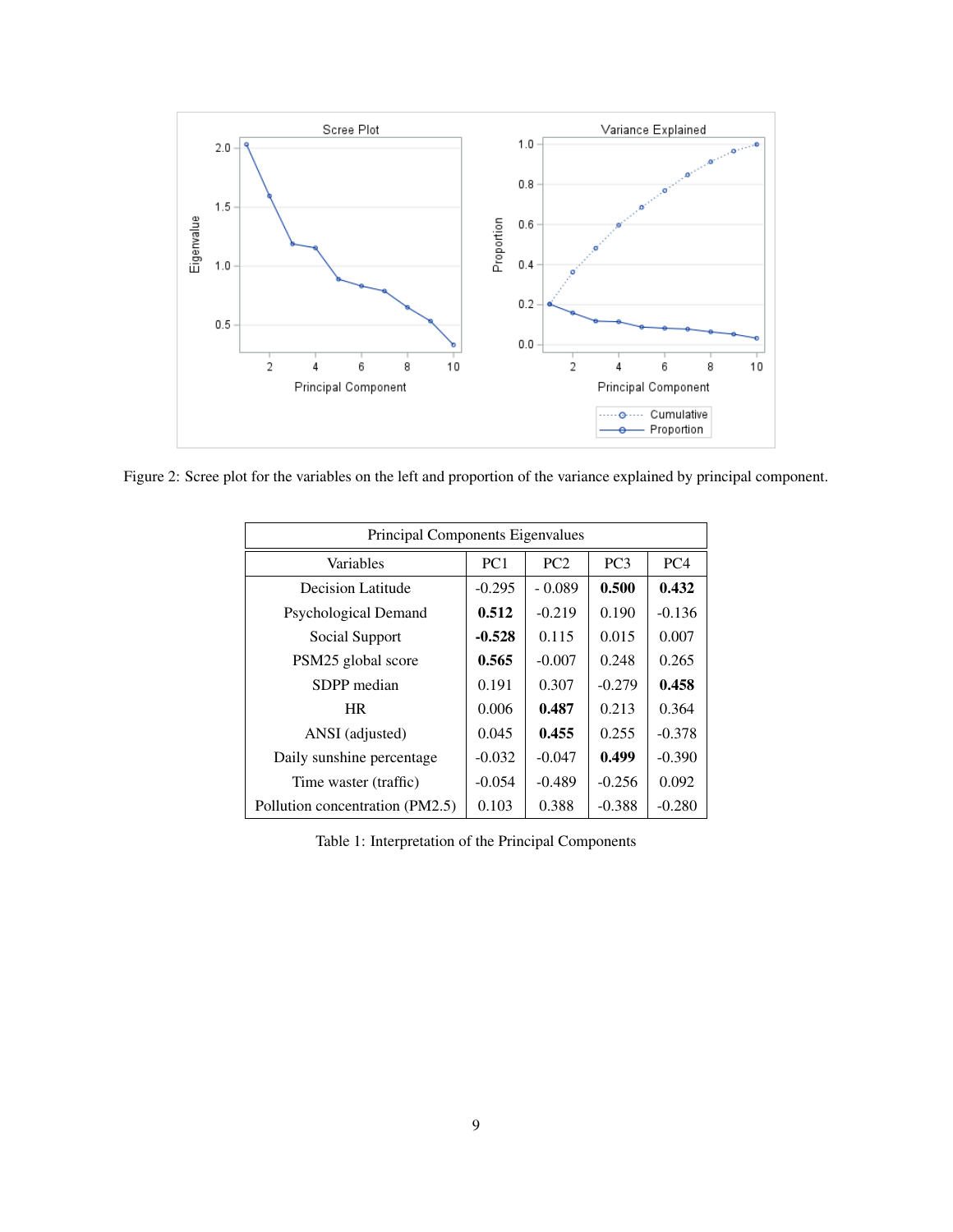Figure 2: Scree plot for the variables on the left and proportion of the variance explained by principal component.

| Principal Components Eigenvalues | | | | |
|---|---|---|---|---|
| Variables | PC1 | PC2 | PC3 | PC4 |
| Decision Latitude | -0.295 | - 0.089 | **0.500** | **0.432** |
| Psychological Demand | **0.512** | -0.219 | 0.190 | -0.136 |
| Social Support | **-0.528** | 0.115 | 0.015 | 0.007 |
| PSM25 global score | **0.565** | -0.007 | 0.248 | 0.265 |
| SDPP median | 0.191 | 0.307 | -0.279 | **0.458** |
| HR | 0.006 | **0.487** | 0.213 | 0.364 |
| ANSI (adjusted) | 0.045 | **0.455** | 0.255 | -0.378 |
| Daily sunshine percentage | -0.032 | -0.047 | **0.499** | -0.390 |
| Time waster (traffic) | -0.054 | -0.489 | -0.256 | 0.092 |
| Pollution concentration (PM2.5) | 0.103 | 0.388 | -0.388 | -0.280 |

Table 1: Interpretation of the Principal Components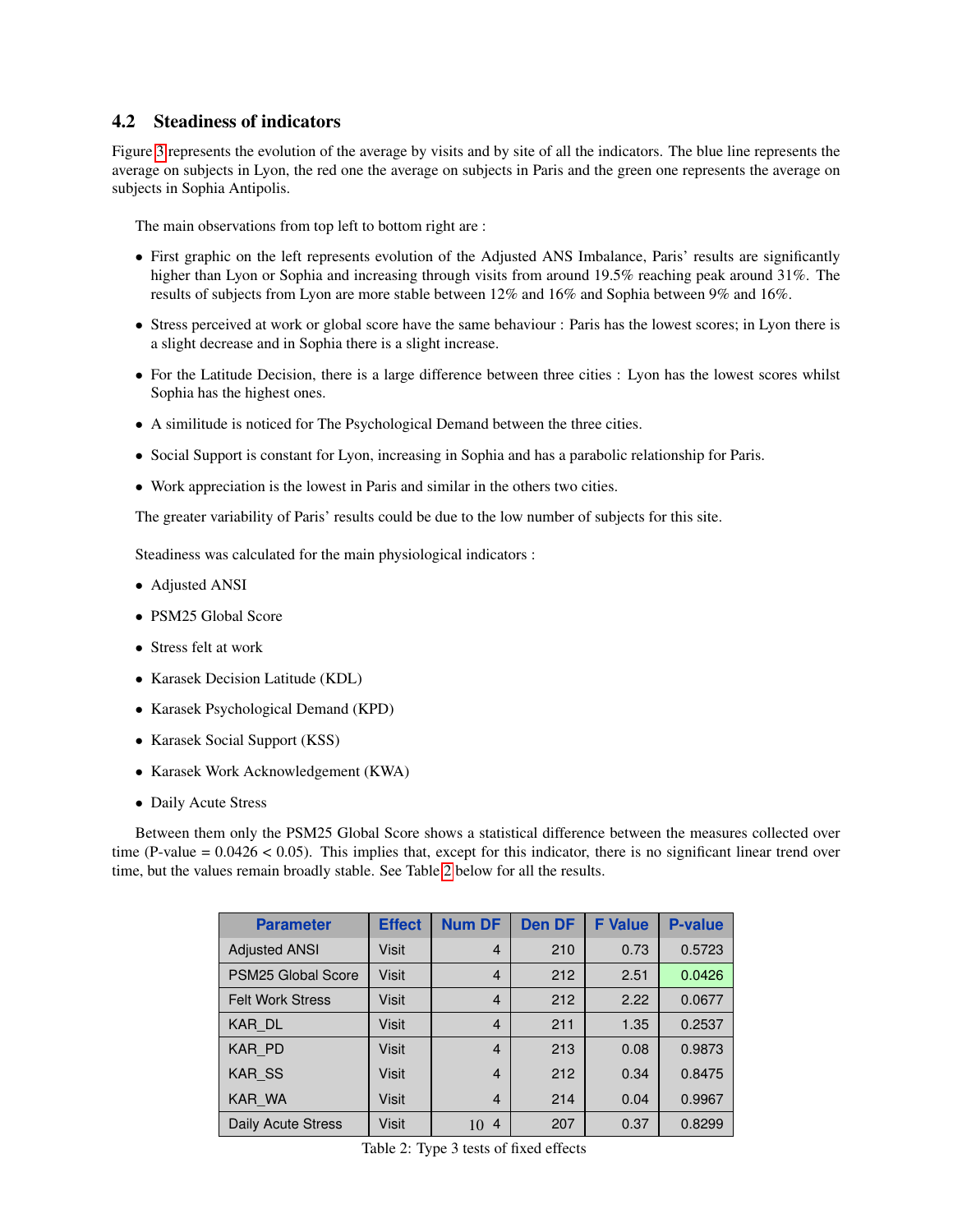## 4.2 Steadiness of indicators

Figure 3 represents the evolution of the average by visits and by site of all the indicators. The blue line represents the average on subjects in Lyon, the red one the average on subjects in Paris and the green one represents the average on subjects in Sophia Antipolis.

The main observations from top left to bottom right are :

- First graphic on the left represents evolution of the Adjusted ANS Imbalance, Paris' results are significantly higher than Lyon or Sophia and increasing through visits from around 19.5% reaching peak around 31%. The results of subjects from Lyon are more stable between 12% and 16% and Sophia between 9% and 16%.
- Stress perceived at work or global score have the same behaviour : Paris has the lowest scores; in Lyon there is a slight decrease and in Sophia there is a slight increase.
- For the Latitude Decision, there is a large difference between three cities : Lyon has the lowest scores whilst Sophia has the highest ones.
- A similitude is noticed for The Psychological Demand between the three cities.
- Social Support is constant for Lyon, increasing in Sophia and has a parabolic relationship for Paris.
- Work appreciation is the lowest in Paris and similar in the others two cities.

The greater variability of Paris' results could be due to the low number of subjects for this site.

Steadiness was calculated for the main physiological indicators :

- Adjusted ANSI
- PSM25 Global Score
- Stress felt at work
- Karasek Decision Latitude (KDL)
- Karasek Psychological Demand (KPD)
- Karasek Social Support (KSS)
- Karasek Work Acknowledgement (KWA)
- Daily Acute Stress

Between them only the PSM25 Global Score shows a statistical difference between the measures collected over time (P-value = 0.0426 < 0.05). This implies that, except for this indicator, there is no significant linear trend over time, but the values remain broadly stable. See Table 2 below for all the results.

| Parameter | Effect | Num DF | Den DF | F Value | P-value |
|---|---|---|---|---|---|
| Adjusted ANSI | Visit | 4 | 210 | 0.73 | 0.5723 |
| PSM25 Global Score | Visit | 4 | 212 | 2.51 | 0.0426 |
| Felt Work Stress | Visit | 4 | 212 | 2.22 | 0.0677 |
| KAR_DL | Visit | 4 | 211 | 1.35 | 0.2537 |
| KAR_PD | Visit | 4 | 213 | 0.08 | 0.9873 |
| KAR_SS | Visit | 4 | 212 | 0.34 | 0.8475 |
| KAR_WA | Visit | 4 | 214 | 0.04 | 0.9967 |
| Daily Acute Stress | Visit | 4 | 207 | 0.37 | 0.8299 |

Table 2: Type 3 tests of fixed effects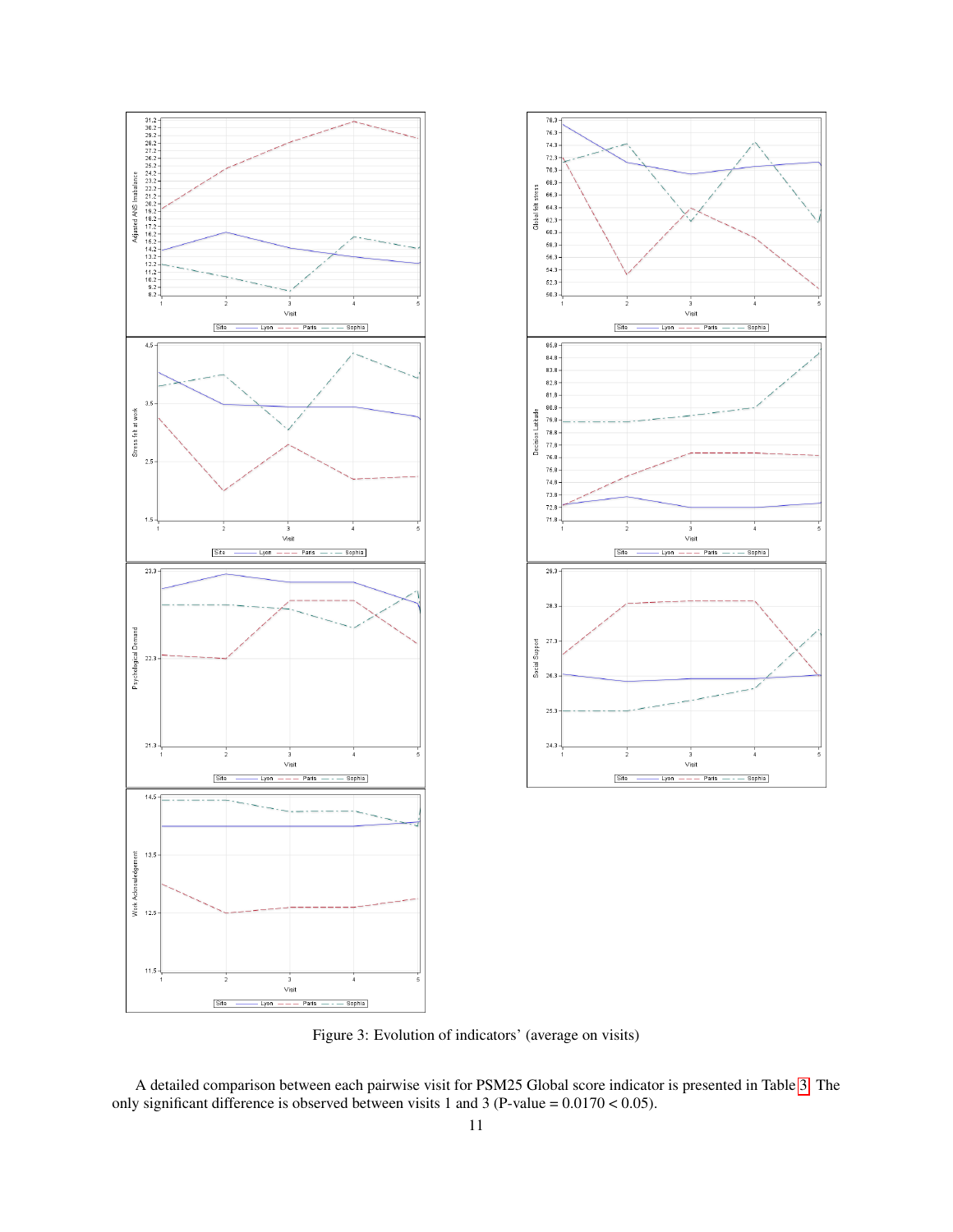Figure 3: Evolution of indicators' (average on visits)

A detailed comparison between each pairwise visit for PSM25 Global score indicator is presented in Table 3. The only significant difference is observed between visits 1 and 3 (P-value = 0.0170 < 0.05).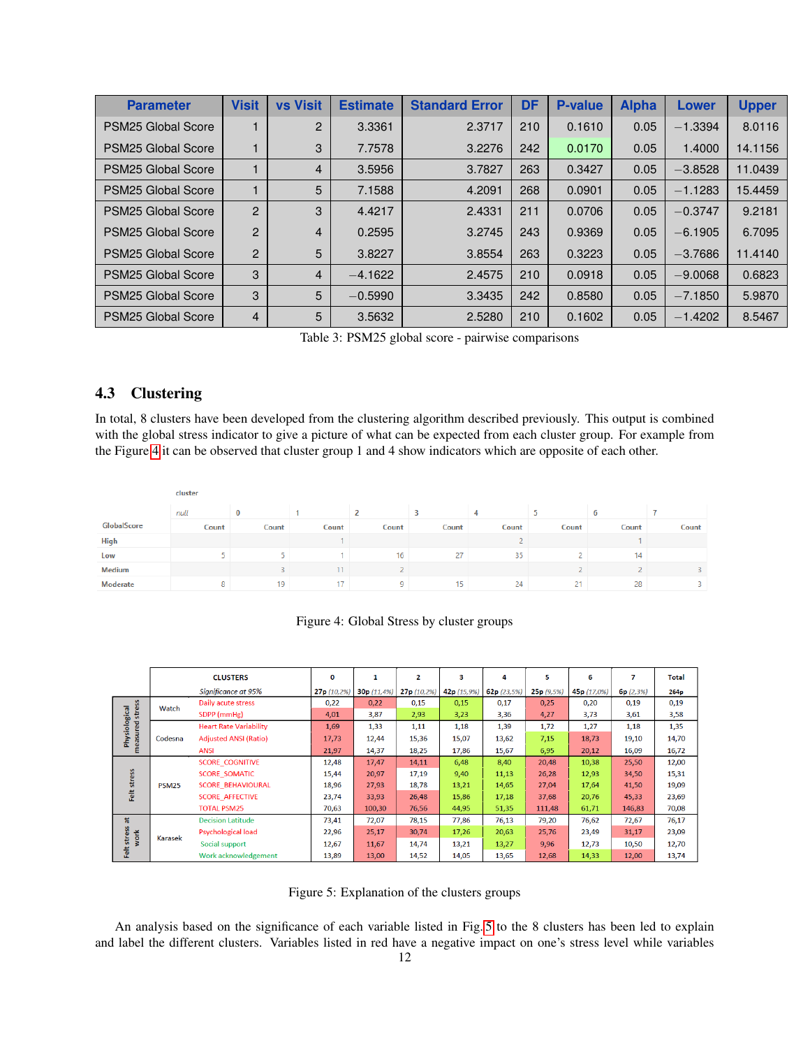| Parameter | Visit | vs Visit | Estimate | Standard Error | DF | P-value | Alpha | Lower | Upper |
|---|---|---|---|---|---|---|---|---|---|
| PSM25 Global Score | 1 | 2 | 3.3361 | 2.3717 | 210 | 0.1610 | 0.05 | −1.3394 | 8.0116 |
| PSM25 Global Score | 1 | 3 | 7.7578 | 3.2276 | 242 | 0.0170 | 0.05 | 1.4000 | 14.1156 |
| PSM25 Global Score | 1 | 4 | 3.5956 | 3.7827 | 263 | 0.3427 | 0.05 | −3.8528 | 11.0439 |
| PSM25 Global Score | 1 | 5 | 7.1588 | 4.2091 | 268 | 0.0901 | 0.05 | −1.1283 | 15.4459 |
| PSM25 Global Score | 2 | 3 | 4.4217 | 2.4331 | 211 | 0.0706 | 0.05 | −0.3747 | 9.2181 |
| PSM25 Global Score | 2 | 4 | 0.2595 | 3.2745 | 243 | 0.9369 | 0.05 | −6.1905 | 6.7095 |
| PSM25 Global Score | 2 | 5 | 3.8227 | 3.8554 | 263 | 0.3223 | 0.05 | −3.7686 | 11.4140 |
| PSM25 Global Score | 3 | 4 | −4.1622 | 2.4575 | 210 | 0.0918 | 0.05 | −9.0068 | 0.6823 |
| PSM25 Global Score | 3 | 5 | −0.5990 | 3.3435 | 242 | 0.8580 | 0.05 | −7.1850 | 5.9870 |
| PSM25 Global Score | 4 | 5 | 3.5632 | 2.5280 | 210 | 0.1602 | 0.05 | −1.4202 | 8.5467 |

Table 3: PSM25 global score - pairwise comparisons

## 4.3 Clustering

In total, 8 clusters have been developed from the clustering algorithm described previously. This output is combined with the global stress indicator to give a picture of what can be expected from each cluster group. For example from the Figure 4 it can be observed that cluster group 1 and 4 show indicators which are opposite of each other.

| | cluster | | | | | | | | |
|---|---|---|---|---|---|---|---|---|---|
| | null | 0 | 1 | 2 | 3 | 4 | 5 | 6 | 7 |
| GlobalScore | Count | Count | Count | Count | Count | Count | Count | Count | Count |
| High | | | 1 | | | 2 | | 1 | |
| Low | 5 | 5 | 1 | 16 | 27 | 35 | 2 | 14 | |
| Medium | | 3 | 11 | 2 | | | 2 | 2 | 3 |
| Moderate | 8 | 19 | 17 | 9 | 15 | 24 | 21 | 28 | 3 |

Figure 4: Global Stress by cluster groups

| | | CLUSTERS | 0 | 1 | 2 | 3 | 4 | 5 | 6 | 7 | Total |
|---|---|---|---|---|---|---|---|---|---|---|---|
| | | Significance at 95% | 27p (10,2%) | 30p (11,4%) | 27p (10,2%) | 42p (15,9%) | 62p (23,5%) | 25p (9,5%) | 45p (17,0%) | 6p (2,3%) | 264p |
| Physiological measured stress | Watch | Daily acute stress | 0,22 | 0,22 | 0,15 | 0,15 | 0,17 | 0,25 | 0,20 | 0,19 | 0,19 |
| | | SDPP (mmHg) | 4,01 | 3,87 | 2,93 | 3,23 | 3,36 | 4,27 | 3,73 | 3,61 | 3,58 |
| | Codesna | Heart Rate Variability | 1,69 | 1,33 | 1,11 | 1,18 | 1,39 | 1,72 | 1,27 | 1,18 | 1,35 |
| | | Adjusted ANSI (Ratio) | 17,73 | 12,44 | 15,36 | 15,07 | 13,62 | 7,15 | 18,73 | 19,10 | 14,70 |
| | | ANSI | 21,97 | 14,37 | 18,25 | 17,86 | 15,67 | 6,95 | 20,12 | 16,09 | 16,72 |
| Felt stress | PSM25 | SCORE_COGNITIVE | 12,48 | 17,47 | 14,11 | 6,48 | 8,40 | 20,48 | 10,38 | 25,50 | 12,00 |
| | | SCORE_SOMATIC | 15,44 | 20,97 | 17,19 | 9,40 | 11,13 | 26,28 | 12,93 | 34,50 | 15,31 |
| | | SCORE_BEHAVIOURAL | 18,96 | 27,93 | 18,78 | 13,21 | 14,65 | 27,04 | 17,64 | 41,50 | 19,09 |
| | | SCORE_AFFECTIVE | 23,74 | 33,93 | 26,48 | 15,86 | 17,18 | 37,68 | 20,76 | 45,33 | 23,69 |
| | | TOTAL PSM25 | 70,63 | 100,30 | 76,56 | 44,95 | 51,35 | 111,48 | 61,71 | 146,83 | 70,08 |
| Felt stress at work | Karasek | Decision Latitude | 73,41 | 72,07 | 78,15 | 77,86 | 76,13 | 79,20 | 76,62 | 72,67 | 76,17 |
| | | Psychological load | 22,96 | 25,17 | 30,74 | 17,26 | 20,63 | 25,76 | 23,49 | 31,17 | 23,09 |
| | | Social support | 12,67 | 11,67 | 14,74 | 13,21 | 13,27 | 9,96 | 12,73 | 10,50 | 12,70 |
| | | Work acknowledgement | 13,89 | 13,00 | 14,52 | 14,05 | 13,65 | 12,68 | 14,33 | 12,00 | 13,74 |

Figure 5: Explanation of the clusters groups

An analysis based on the significance of each variable listed in Fig. 5 to the 8 clusters has been led to explain and label the different clusters. Variables listed in red have a negative impact on one's stress level while variables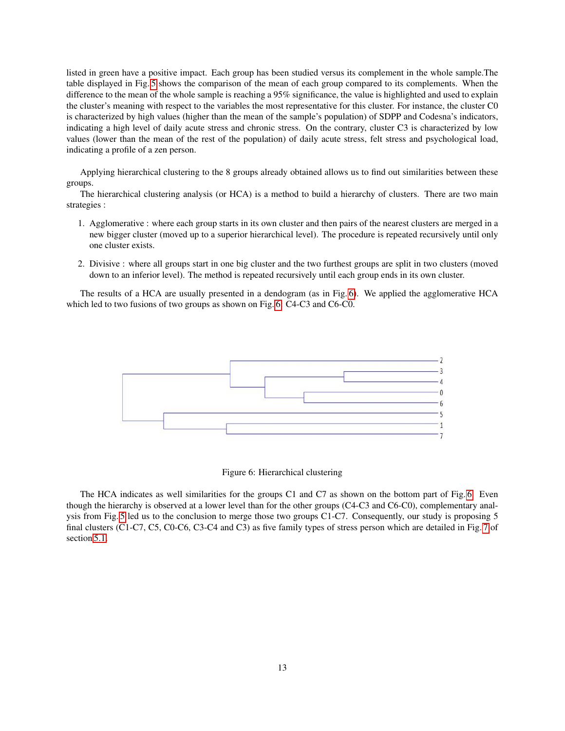listed in green have a positive impact. Each group has been studied versus its complement in the whole sample.The table displayed in Fig. 5 shows the comparison of the mean of each group compared to its complements. When the difference to the mean of the whole sample is reaching a 95% significance, the value is highlighted and used to explain the cluster's meaning with respect to the variables the most representative for this cluster. For instance, the cluster C0 is characterized by high values (higher than the mean of the sample's population) of SDPP and Codesna's indicators, indicating a high level of daily acute stress and chronic stress. On the contrary, cluster C3 is characterized by low values (lower than the mean of the rest of the population) of daily acute stress, felt stress and psychological load, indicating a profile of a zen person.

Applying hierarchical clustering to the 8 groups already obtained allows us to find out similarities between these groups.

The hierarchical clustering analysis (or HCA) is a method to build a hierarchy of clusters. There are two main strategies :

1. Agglomerative : where each group starts in its own cluster and then pairs of the nearest clusters are merged in a new bigger cluster (moved up to a superior hierarchical level). The procedure is repeated recursively until only one cluster exists.

2. Divisive : where all groups start in one big cluster and the two furthest groups are split in two clusters (moved down to an inferior level). The method is repeated recursively until each group ends in its own cluster.

The results of a HCA are usually presented in a dendogram (as in Fig. 6). We applied the agglomerative HCA which led to two fusions of two groups as shown on Fig. 6: C4-C3 and C6-C0.

Figure 6: Hierarchical clustering

The HCA indicates as well similarities for the groups C1 and C7 as shown on the bottom part of Fig. 6. Even though the hierarchy is observed at a lower level than for the other groups (C4-C3 and C6-C0), complementary analysis from Fig. 5 led us to the conclusion to merge those two groups C1-C7. Consequently, our study is proposing 5 final clusters (C1-C7, C5, C0-C6, C3-C4 and C3) as five family types of stress person which are detailed in Fig. 7 of section 5.1.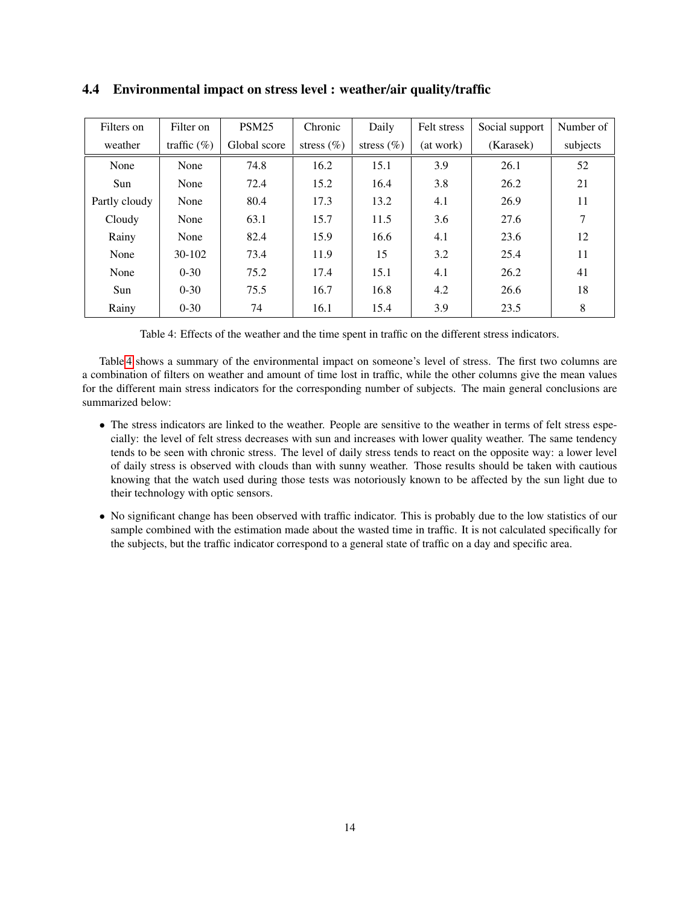## 4.4 Environmental impact on stress level : weather/air quality/traffic

| Filters on weather | Filter on traffic (%) | PSM25 Global score | Chronic stress (%) | Daily stress (%) | Felt stress (at work) | Social support (Karasek) | Number of subjects |
|---|---|---|---|---|---|---|---|
| None | None | 74.8 | 16.2 | 15.1 | 3.9 | 26.1 | 52 |
| Sun | None | 72.4 | 15.2 | 16.4 | 3.8 | 26.2 | 21 |
| Partly cloudy | None | 80.4 | 17.3 | 13.2 | 4.1 | 26.9 | 11 |
| Cloudy | None | 63.1 | 15.7 | 11.5 | 3.6 | 27.6 | 7 |
| Rainy | None | 82.4 | 15.9 | 16.6 | 4.1 | 23.6 | 12 |
| None | 30-102 | 73.4 | 11.9 | 15 | 3.2 | 25.4 | 11 |
| None | 0-30 | 75.2 | 17.4 | 15.1 | 4.1 | 26.2 | 41 |
| Sun | 0-30 | 75.5 | 16.7 | 16.8 | 4.2 | 26.6 | 18 |
| Rainy | 0-30 | 74 | 16.1 | 15.4 | 3.9 | 23.5 | 8 |

Table 4: Effects of the weather and the time spent in traffic on the different stress indicators.

Table 4 shows a summary of the environmental impact on someone's level of stress. The first two columns are a combination of filters on weather and amount of time lost in traffic, while the other columns give the mean values for the different main stress indicators for the corresponding number of subjects. The main general conclusions are summarized below:

- The stress indicators are linked to the weather. People are sensitive to the weather in terms of felt stress especially: the level of felt stress decreases with sun and increases with lower quality weather. The same tendency tends to be seen with chronic stress. The level of daily stress tends to react on the opposite way: a lower level of daily stress is observed with clouds than with sunny weather. Those results should be taken with cautious knowing that the watch used during those tests was notoriously known to be affected by the sun light due to their technology with optic sensors.
- No significant change has been observed with traffic indicator. This is probably due to the low statistics of our sample combined with the estimation made about the wasted time in traffic. It is not calculated specifically for the subjects, but the traffic indicator correspond to a general state of traffic on a day and specific area.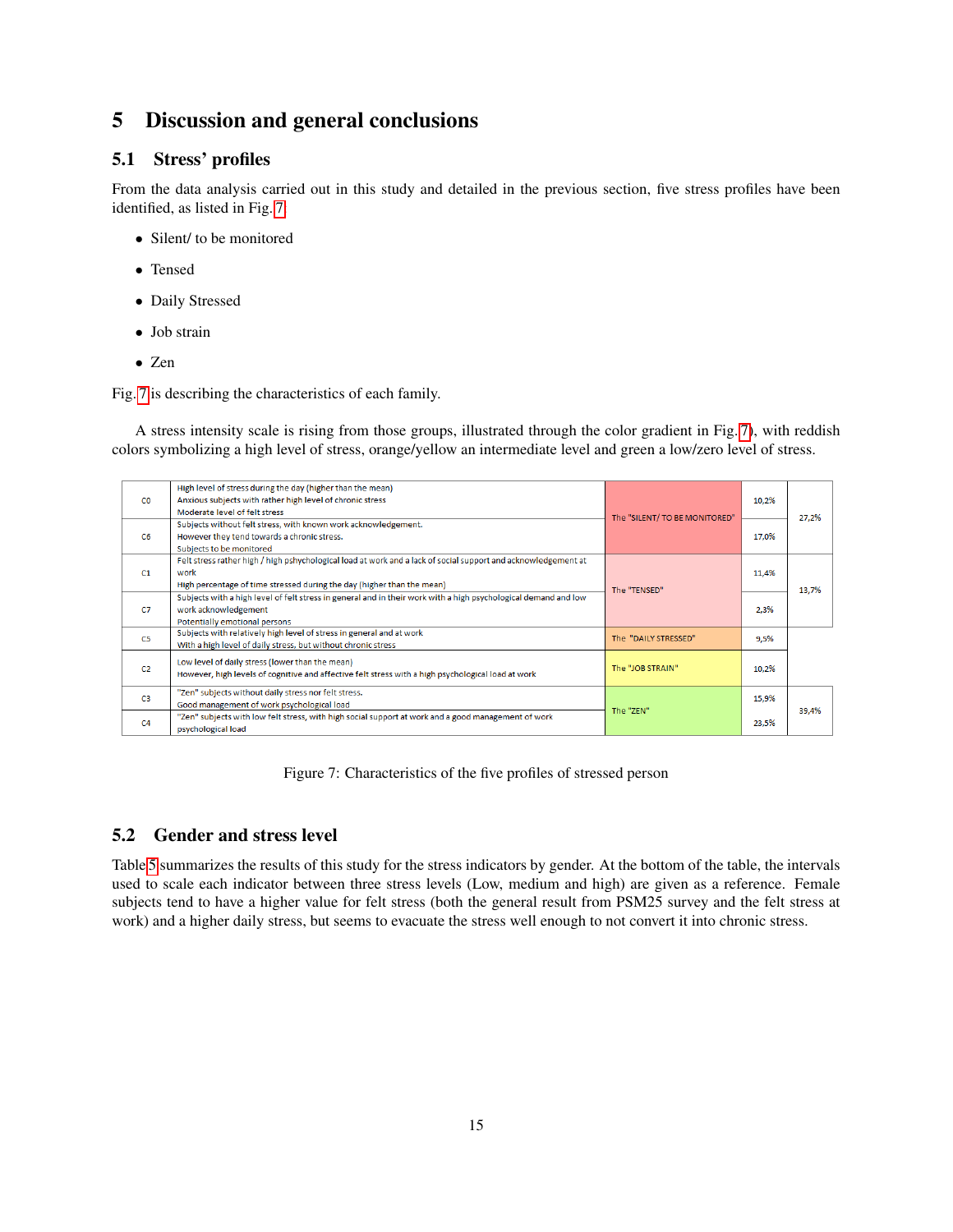# 5 Discussion and general conclusions

## 5.1 Stress' profiles

From the data analysis carried out in this study and detailed in the previous section, five stress profiles have been identified, as listed in Fig. 7.

- Silent/ to be monitored
- Tensed
- Daily Stressed
- Job strain
- Zen

Fig. 7 is describing the characteristics of each family.

A stress intensity scale is rising from those groups, illustrated through the color gradient in Fig. 7), with reddish colors symbolizing a high level of stress, orange/yellow an intermediate level and green a low/zero level of stress.

| | | | | |
|---|---|---|---|---|
| C0 | High level of stress during the day (higher than the mean)<br>Anxious subjects with rather high level of chronic stress<br>Moderate level of felt stress | The "SILENT/ TO BE MONITORED" | 10,2% | 27,2% |
| C6 | Subjects without felt stress, with known work acknowledgement.<br>However they tend towards a chronic stress.<br>Subjects to be monitored | | 17,0% | |
| C1 | Felt stress rather high / high pshychological load at work and a lack of social support and acknowledgement at work<br>High percentage of time stressed during the day (higher than the mean) | The "TENSED" | 11,4% | 13,7% |
| C7 | Subjects with a high level of felt stress in general and in their work with a high psychological demand and low work acknowledgement<br>Potentially emotional persons | | 2,3% | |
| C5 | Subjects with relatively high level of stress in general and at work<br>With a high level of daily stress, but without chronic stress | The "DAILY STRESSED" | 9,5% | |
| C2 | Low level of daily stress (lower than the mean)<br>However, high levels of cognitive and affective felt stress with a high psychological load at work | The "JOB STRAIN" | 10,2% | |
| C3 | "Zen" subjects without daily stress nor felt stress.<br>Good management of work psychological load | The "ZEN" | 15,9% | 39,4% |
| C4 | "Zen" subjects with low felt stress, with high social support at work and a good management of work psychological load | | 23,5% | |

Figure 7: Characteristics of the five profiles of stressed person

## 5.2 Gender and stress level

Table 5 summarizes the results of this study for the stress indicators by gender. At the bottom of the table, the intervals used to scale each indicator between three stress levels (Low, medium and high) are given as a reference. Female subjects tend to have a higher value for felt stress (both the general result from PSM25 survey and the felt stress at work) and a higher daily stress, but seems to evacuate the stress well enough to not convert it into chronic stress.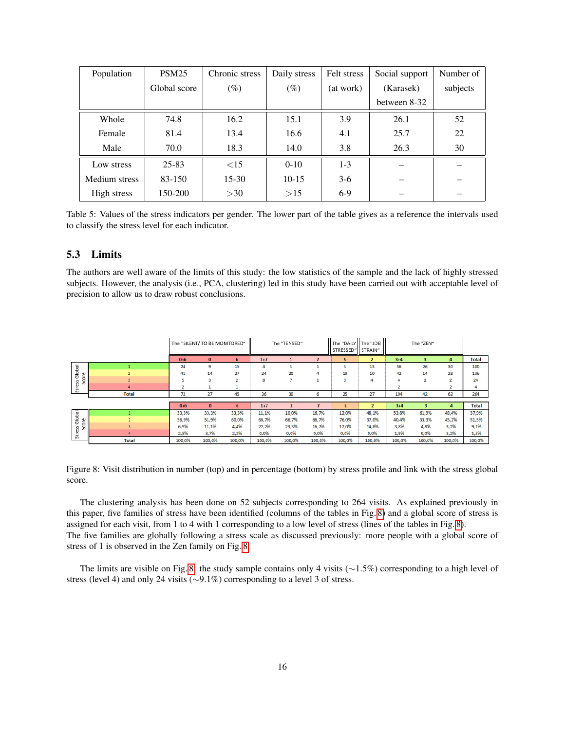| Population | PSM25 Global score | Chronic stress (%) | Daily stress (%) | Felt stress (at work) | Social support (Karasek) between 8-32 | Number of subjects |
|---|---|---|---|---|---|---|
| Whole | 74.8 | 16.2 | 15.1 | 3.9 | 26.1 | 52 |
| Female | 81.4 | 13.4 | 16.6 | 4.1 | 25.7 | 22 |
| Male | 70.0 | 18.3 | 14.0 | 3.8 | 26.3 | 30 |
| Low stress | 25-83 | <15 | 0-10 | 1-3 | – | – |
| Medium stress | 83-150 | 15-30 | 10-15 | 3-6 | – | – |
| High stress | 150-200 | >30 | >15 | 6-9 | – | – |

Table 5: Values of the stress indicators per gender. The lower part of the table gives as a reference the intervals used to classify the stress level for each indicator.

## 5.3 Limits

The authors are well aware of the limits of this study: the low statistics of the sample and the lack of highly stressed subjects. However, the analysis (i.e., PCA, clustering) led in this study have been carried out with acceptable level of precision to allow us to draw robust conclusions.

| Stress Global Score | The "SILENT/ TO BE MONITORED" | | | The "TENSED" | | | The "DAILY STRESSED" | The "JOB STRAIN" | The "ZEN" | | | |
|---|---|---|---|---|---|---|---|---|---|---|---|---|
| | 0+6 | 0 | 6 | 1+7 | 1 | 7 | 5 | 2 | 3+4 | 3 | 4 | Total |
| 1 | 24 | 9 | 15 | 4 | 3 | 1 | 3 | 13 | 56 | 26 | 30 | 100 |
| 2 | 41 | 14 | 27 | 24 | 20 | 4 | 19 | 10 | 42 | 14 | 28 | 136 |
| 3 | 5 | 3 | 2 | 8 | 7 | 1 | 3 | 4 | 4 | 2 | 2 | 24 |
| 4 | 2 | 1 | 1 | | | | | | 2 | | 2 | 4 |
| Total | 72 | 27 | 45 | 36 | 30 | 6 | 25 | 27 | 104 | 42 | 62 | 264 |

| Stress Global Score | 0+6 | 0 | 6 | 1+7 | 1 | 7 | 5 | 2 | 3+4 | 3 | 4 | Total |
|---|---|---|---|---|---|---|---|---|---|---|---|---|
| 1 | 33,3% | 33,3% | 33,3% | 11,1% | 10,0% | 16,7% | 12,0% | 48,1% | 53,8% | 61,9% | 48,4% | 37,9% |
| 2 | 56,9% | 51,9% | 60,0% | 66,7% | 66,7% | 66,7% | 76,0% | 37,0% | 40,4% | 33,3% | 45,2% | 51,5% |
| 3 | 6,9% | 11,1% | 4,4% | 22,2% | 23,3% | 16,7% | 12,0% | 14,8% | 3,8% | 4,8% | 3,2% | 9,1% |
| 4 | 2,8% | 3,7% | 2,2% | 0,0% | 0,0% | 0,0% | 0,0% | 0,0% | 1,9% | 0,0% | 3,2% | 1,5% |
| Total | 100,0% | 100,0% | 100,0% | 100,0% | 100,0% | 100,0% | 100,0% | 100,0% | 100,0% | 100,0% | 100,0% | 100,0% |

Figure 8: Visit distribution in number (top) and in percentage (bottom) by stress profile and link with the stress global score.

The clustering analysis has been done on 52 subjects corresponding to 264 visits. As explained previously in this paper, five families of stress have been identified (columns of the tables in Fig. 8) and a global score of stress is assigned for each visit, from 1 to 4 with 1 corresponding to a low level of stress (lines of the tables in Fig. 8). The five families are globally following a stress scale as discussed previously: more people with a global score of stress of 1 is observed in the Zen family on Fig. 8.

The limits are visible on Fig. 8: the study sample contains only 4 visits (∼1.5%) corresponding to a high level of stress (level 4) and only 24 visits (∼9.1%) corresponding to a level 3 of stress.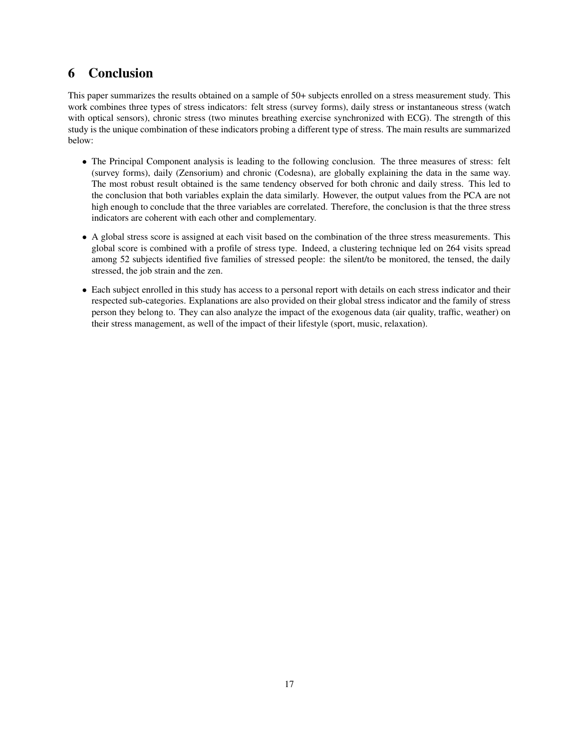# 6 Conclusion

This paper summarizes the results obtained on a sample of 50+ subjects enrolled on a stress measurement study. This work combines three types of stress indicators: felt stress (survey forms), daily stress or instantaneous stress (watch with optical sensors), chronic stress (two minutes breathing exercise synchronized with ECG). The strength of this study is the unique combination of these indicators probing a different type of stress. The main results are summarized below:

- The Principal Component analysis is leading to the following conclusion. The three measures of stress: felt (survey forms), daily (Zensorium) and chronic (Codesna), are globally explaining the data in the same way. The most robust result obtained is the same tendency observed for both chronic and daily stress. This led to the conclusion that both variables explain the data similarly. However, the output values from the PCA are not high enough to conclude that the three variables are correlated. Therefore, the conclusion is that the three stress indicators are coherent with each other and complementary.
- A global stress score is assigned at each visit based on the combination of the three stress measurements. This global score is combined with a profile of stress type. Indeed, a clustering technique led on 264 visits spread among 52 subjects identified five families of stressed people: the silent/to be monitored, the tensed, the daily stressed, the job strain and the zen.
- Each subject enrolled in this study has access to a personal report with details on each stress indicator and their respected sub-categories. Explanations are also provided on their global stress indicator and the family of stress person they belong to. They can also analyze the impact of the exogenous data (air quality, traffic, weather) on their stress management, as well of the impact of their lifestyle (sport, music, relaxation).